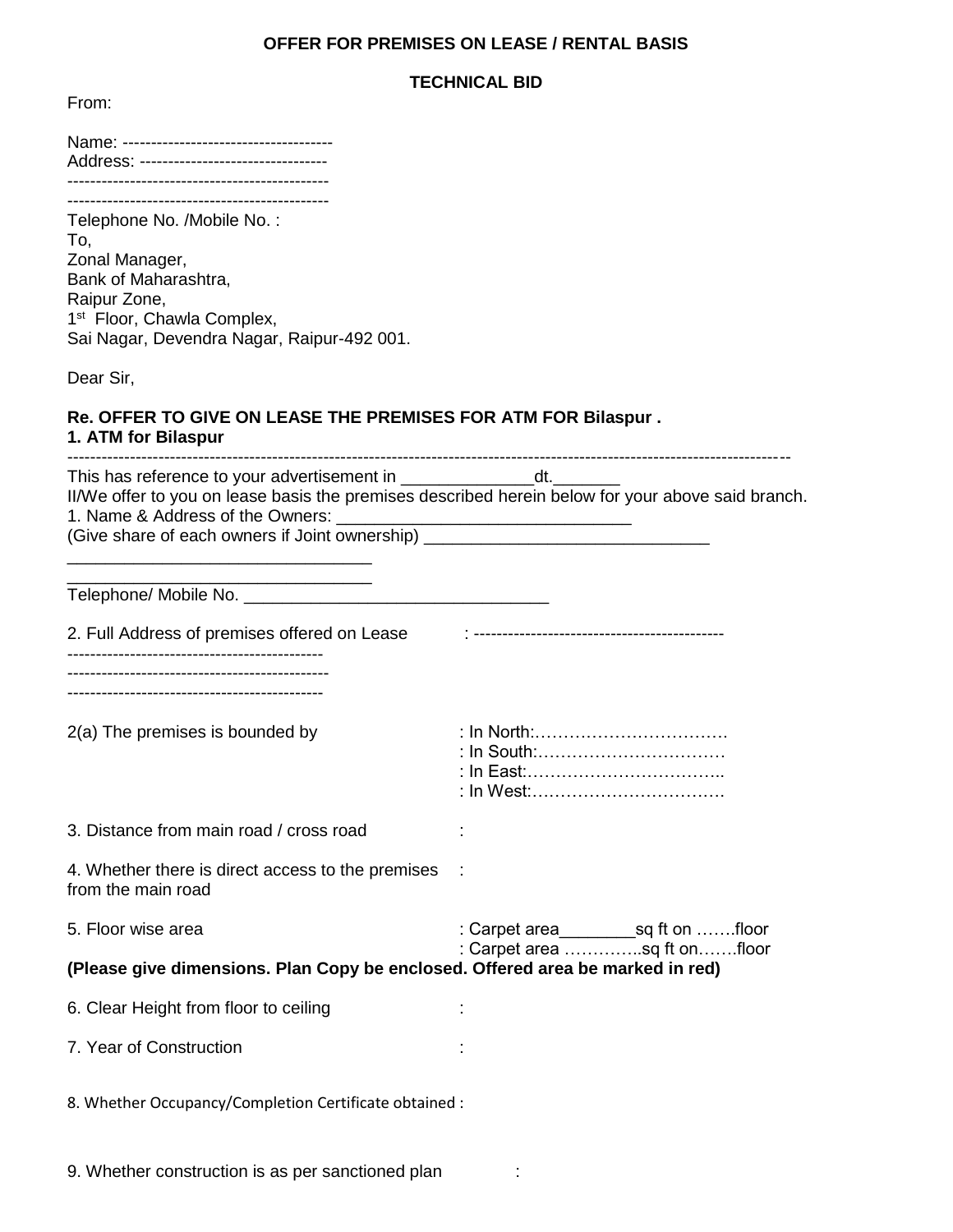**OFFER FOR PREMISES ON LEASE / RENTAL BASIS**

**TECHNICAL BID**

From:

Name: -------------------------------------
Address: --------------------------------
---------------------------------------------
---------------------------------------------
Telephone No. /Mobile No. :
To,
Zonal Manager,
Bank of Maharashtra,
Raipur Zone,
1st Floor, Chawla Complex,
Sai Nagar, Devendra Nagar, Raipur-492 001.

Dear Sir,

**Re. OFFER TO GIVE ON LEASE THE PREMISES FOR ATM FOR Bilaspur .**
**1. ATM for Bilaspur**

---

This has reference to your advertisement in ______________dt._______
II/We offer to you on lease basis the premises described herein below for your above said branch.
1. Name & Address of the Owners: _______________________________
(Give share of each owners if Joint ownership) ______________________________
_________________________________
_________________________________
Telephone/ Mobile No. ________________________________

2. Full Address of premises offered on Lease : -------------------------------------------
---------------------------------------------
---------------------------------------------
---------------------------------------------

2(a) The premises is bounded by : In North:…………………………….
: In South:…………………………….
: In East:……………………………..
: In West:…………………………….

3. Distance from main road / cross road :

4. Whether there is direct access to the premises from the main road :

5. Floor wise area : Carpet area________sq ft on …….floor
: Carpet area …………..sq ft on…….floor

**(Please give dimensions. Plan Copy be enclosed. Offered area be marked in red)**

6. Clear Height from floor to ceiling :

7. Year of Construction :

8. Whether Occupancy/Completion Certificate obtained :

9. Whether construction is as per sanctioned plan :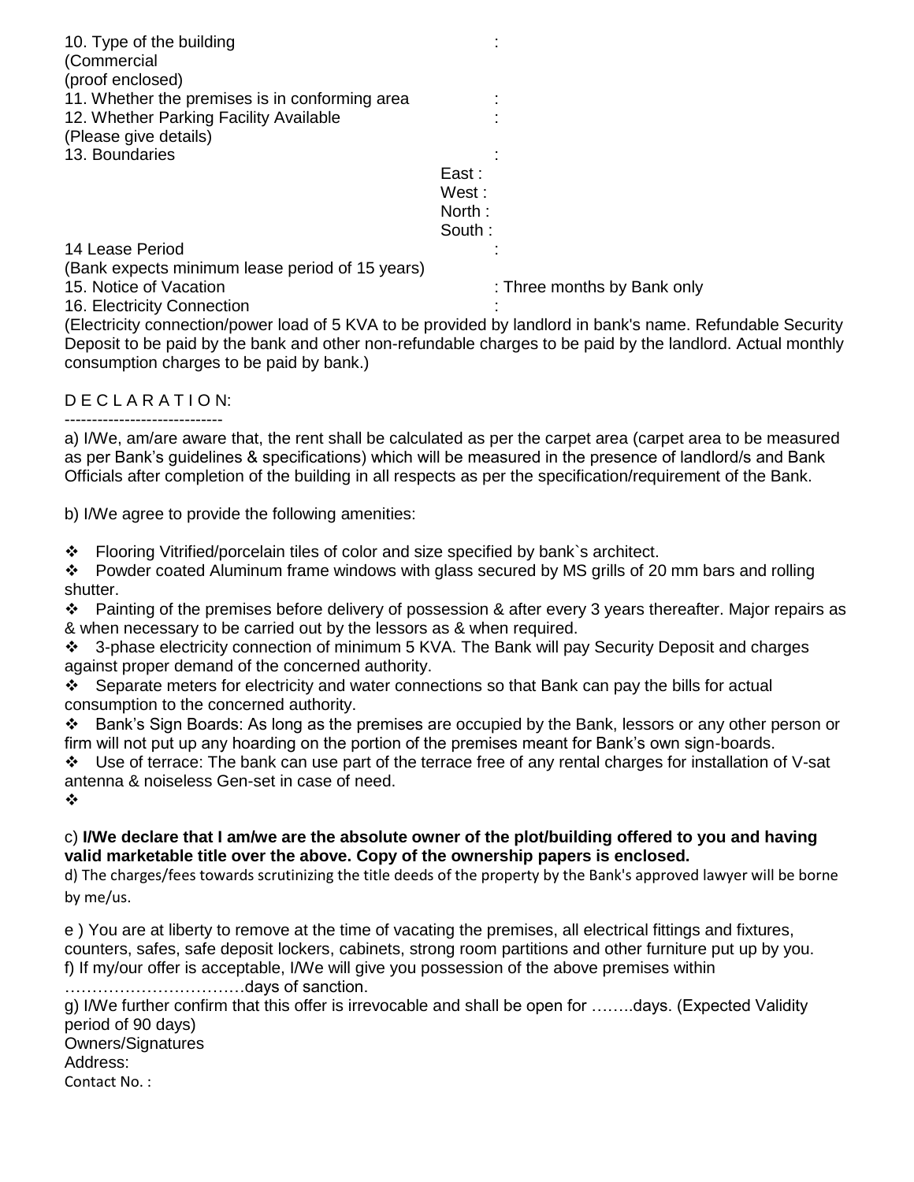10. Type of the building :
(Commercial
(proof enclosed)
11. Whether the premises is in conforming area :
12. Whether Parking Facility Available :
(Please give details)
13. Boundaries :

East :
West :
North :
South :

14 Lease Period :
(Bank expects minimum lease period of 15 years)
15. Notice of Vacation : Three months by Bank only
16. Electricity Connection :
(Electricity connection/power load of 5 KVA to be provided by landlord in bank's name. Refundable Security Deposit to be paid by the bank and other non-refundable charges to be paid by the landlord. Actual monthly consumption charges to be paid by bank.)

D E C L A R A T I O N:
-----------------------------

a) I/We, am/are aware that, the rent shall be calculated as per the carpet area (carpet area to be measured as per Bank's guidelines & specifications) which will be measured in the presence of landlord/s and Bank Officials after completion of the building in all respects as per the specification/requirement of the Bank.

b) I/We agree to provide the following amenities:

- ❖ Flooring Vitrified/porcelain tiles of color and size specified by bank`s architect.
- ❖ Powder coated Aluminum frame windows with glass secured by MS grills of 20 mm bars and rolling shutter.
- ❖ Painting of the premises before delivery of possession & after every 3 years thereafter. Major repairs as & when necessary to be carried out by the lessors as & when required.
- ❖ 3-phase electricity connection of minimum 5 KVA. The Bank will pay Security Deposit and charges against proper demand of the concerned authority.
- ❖ Separate meters for electricity and water connections so that Bank can pay the bills for actual consumption to the concerned authority.
- ❖ Bank's Sign Boards: As long as the premises are occupied by the Bank, lessors or any other person or firm will not put up any hoarding on the portion of the premises meant for Bank's own sign-boards.
- ❖ Use of terrace: The bank can use part of the terrace free of any rental charges for installation of V-sat antenna & noiseless Gen-set in case of need.
- ❖

c) **I/We declare that I am/we are the absolute owner of the plot/building offered to you and having valid marketable title over the above. Copy of the ownership papers is enclosed.**
d) The charges/fees towards scrutinizing the title deeds of the property by the Bank's approved lawyer will be borne by me/us.

e ) You are at liberty to remove at the time of vacating the premises, all electrical fittings and fixtures, counters, safes, safe deposit lockers, cabinets, strong room partitions and other furniture put up by you.
f) If my/our offer is acceptable, I/We will give you possession of the above premises within ……………………………days of sanction.
g) I/We further confirm that this offer is irrevocable and shall be open for ……..days. (Expected Validity period of 90 days)
Owners/Signatures
Address:
Contact No. :